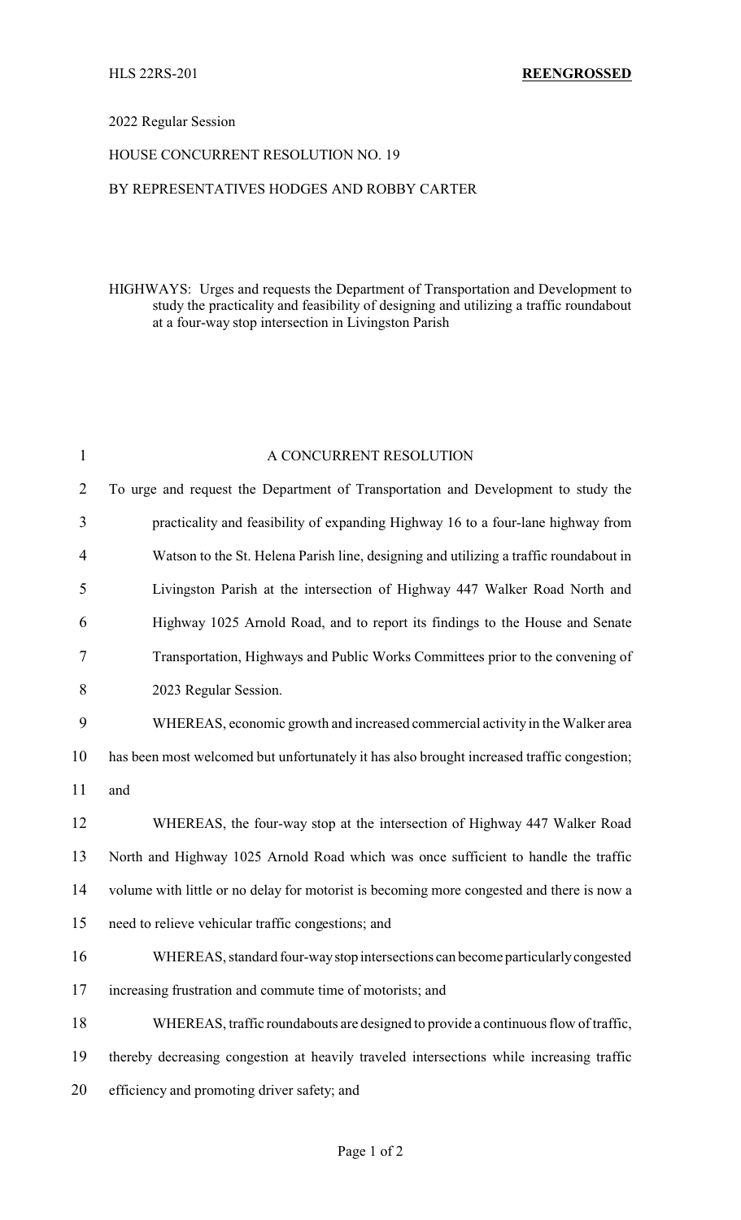HLS 22RS-201 **REENGROSSED**

2022 Regular Session

HOUSE CONCURRENT RESOLUTION NO. 19

BY REPRESENTATIVES HODGES AND ROBBY CARTER

HIGHWAYS: Urges and requests the Department of Transportation and Development to study the practicality and feasibility of designing and utilizing a traffic roundabout at a four-way stop intersection in Livingston Parish

A CONCURRENT RESOLUTION

To urge and request the Department of Transportation and Development to study the practicality and feasibility of expanding Highway 16 to a four-lane highway from Watson to the St. Helena Parish line, designing and utilizing a traffic roundabout in Livingston Parish at the intersection of Highway 447 Walker Road North and Highway 1025 Arnold Road, and to report its findings to the House and Senate Transportation, Highways and Public Works Committees prior to the convening of 2023 Regular Session.

WHEREAS, economic growth and increased commercial activity in the Walker area has been most welcomed but unfortunately it has also brought increased traffic congestion; and

WHEREAS, the four-way stop at the intersection of Highway 447 Walker Road North and Highway 1025 Arnold Road which was once sufficient to handle the traffic volume with little or no delay for motorist is becoming more congested and there is now a need to relieve vehicular traffic congestions; and

WHEREAS, standard four-way stop intersections can become particularly congested increasing frustration and commute time of motorists; and

WHEREAS, traffic roundabouts are designed to provide a continuous flow of traffic, thereby decreasing congestion at heavily traveled intersections while increasing traffic efficiency and promoting driver safety; and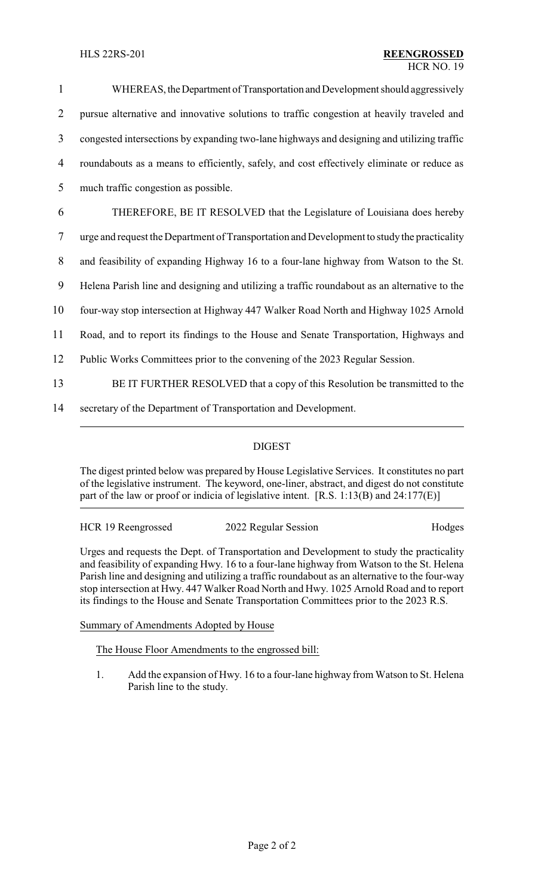WHEREAS, the Department of Transportation and Development should aggressively pursue alternative and innovative solutions to traffic congestion at heavily traveled and congested intersections by expanding two-lane highways and designing and utilizing traffic roundabouts as a means to efficiently, safely, and cost effectively eliminate or reduce as much traffic congestion as possible.

THEREFORE, BE IT RESOLVED that the Legislature of Louisiana does hereby urge and request the Department of Transportation and Development to study the practicality and feasibility of expanding Highway 16 to a four-lane highway from Watson to the St. Helena Parish line and designing and utilizing a traffic roundabout as an alternative to the four-way stop intersection at Highway 447 Walker Road North and Highway 1025 Arnold Road, and to report its findings to the House and Senate Transportation, Highways and Public Works Committees prior to the convening of the 2023 Regular Session.

BE IT FURTHER RESOLVED that a copy of this Resolution be transmitted to the secretary of the Department of Transportation and Development.

---

## DIGEST

The digest printed below was prepared by House Legislative Services. It constitutes no part of the legislative instrument. The keyword, one-liner, abstract, and digest do not constitute part of the law or proof or indicia of legislative intent. [R.S. 1:13(B) and 24:177(E)]

---

HCR 19 Reengrossed — 2022 Regular Session — Hodges

Urges and requests the Dept. of Transportation and Development to study the practicality and feasibility of expanding Hwy. 16 to a four-lane highway from Watson to the St. Helena Parish line and designing and utilizing a traffic roundabout as an alternative to the four-way stop intersection at Hwy. 447 Walker Road North and Hwy. 1025 Arnold Road and to report its findings to the House and Senate Transportation Committees prior to the 2023 R.S.

Summary of Amendments Adopted by House

The House Floor Amendments to the engrossed bill:

1. Add the expansion of Hwy. 16 to a four-lane highway from Watson to St. Helena Parish line to the study.